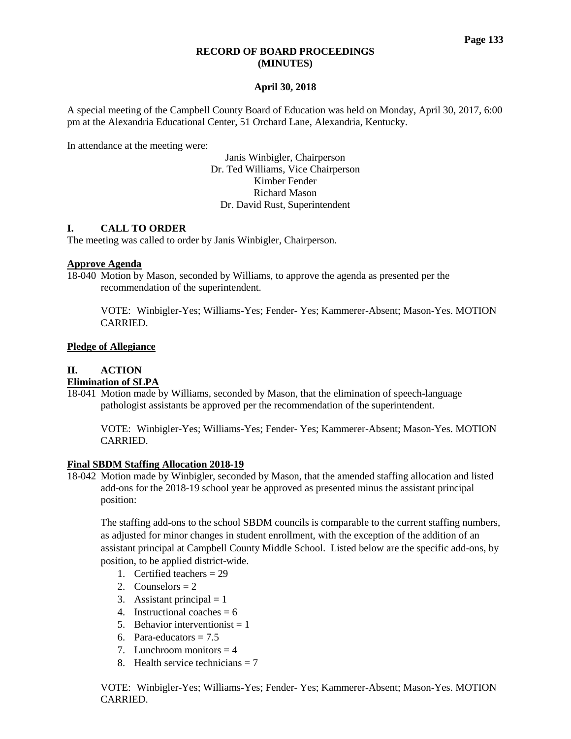# RECORD OF BOARD PROCEEDINGS
# (MINUTES)

**April 30, 2018**

A special meeting of the Campbell County Board of Education was held on Monday, April 30, 2017, 6:00 pm at the Alexandria Educational Center, 51 Orchard Lane, Alexandria, Kentucky.

In attendance at the meeting were:

Janis Winbigler, Chairperson
Dr. Ted Williams, Vice Chairperson
Kimber Fender
Richard Mason
Dr. David Rust, Superintendent

## I. CALL TO ORDER

The meeting was called to order by Janis Winbigler, Chairperson.

**Approve Agenda**

18-040 Motion by Mason, seconded by Williams, to approve the agenda as presented per the recommendation of the superintendent.

VOTE: Winbigler-Yes; Williams-Yes; Fender- Yes; Kammerer-Absent; Mason-Yes. MOTION CARRIED.

**Pledge of Allegiance**

## II. ACTION

**Elimination of SLPA**

18-041 Motion made by Williams, seconded by Mason, that the elimination of speech-language pathologist assistants be approved per the recommendation of the superintendent.

VOTE: Winbigler-Yes; Williams-Yes; Fender- Yes; Kammerer-Absent; Mason-Yes. MOTION CARRIED.

**Final SBDM Staffing Allocation 2018-19**

18-042 Motion made by Winbigler, seconded by Mason, that the amended staffing allocation and listed add-ons for the 2018-19 school year be approved as presented minus the assistant principal position:

The staffing add-ons to the school SBDM councils is comparable to the current staffing numbers, as adjusted for minor changes in student enrollment, with the exception of the addition of an assistant principal at Campbell County Middle School. Listed below are the specific add-ons, by position, to be applied district-wide.

1. Certified teachers = 29
2. Counselors = 2
3. Assistant principal = 1
4. Instructional coaches = 6
5. Behavior interventionist = 1
6. Para-educators = 7.5
7. Lunchroom monitors = 4
8. Health service technicians = 7

VOTE: Winbigler-Yes; Williams-Yes; Fender- Yes; Kammerer-Absent; Mason-Yes. MOTION CARRIED.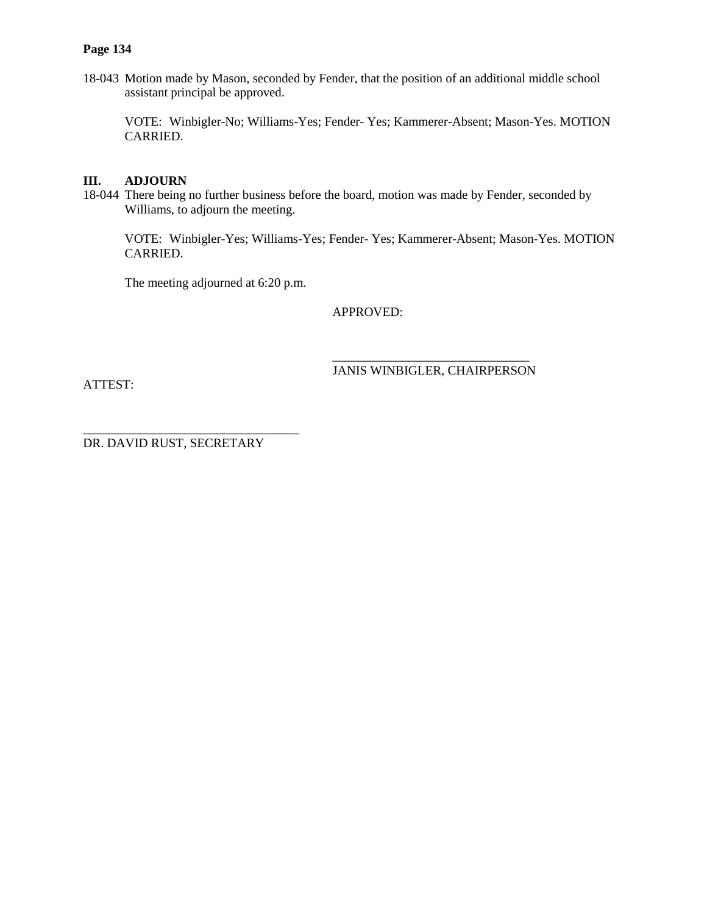18-043 Motion made by Mason, seconded by Fender, that the position of an additional middle school assistant principal be approved.

VOTE: Winbigler-No; Williams-Yes; Fender- Yes; Kammerer-Absent; Mason-Yes. MOTION CARRIED.

## III. ADJOURN

18-044 There being no further business before the board, motion was made by Fender, seconded by Williams, to adjourn the meeting.

VOTE: Winbigler-Yes; Williams-Yes; Fender- Yes; Kammerer-Absent; Mason-Yes. MOTION CARRIED.

The meeting adjourned at 6:20 p.m.

APPROVED:

______________________________
JANIS WINBIGLER, CHAIRPERSON

ATTEST:

________________________________
DR. DAVID RUST, SECRETARY